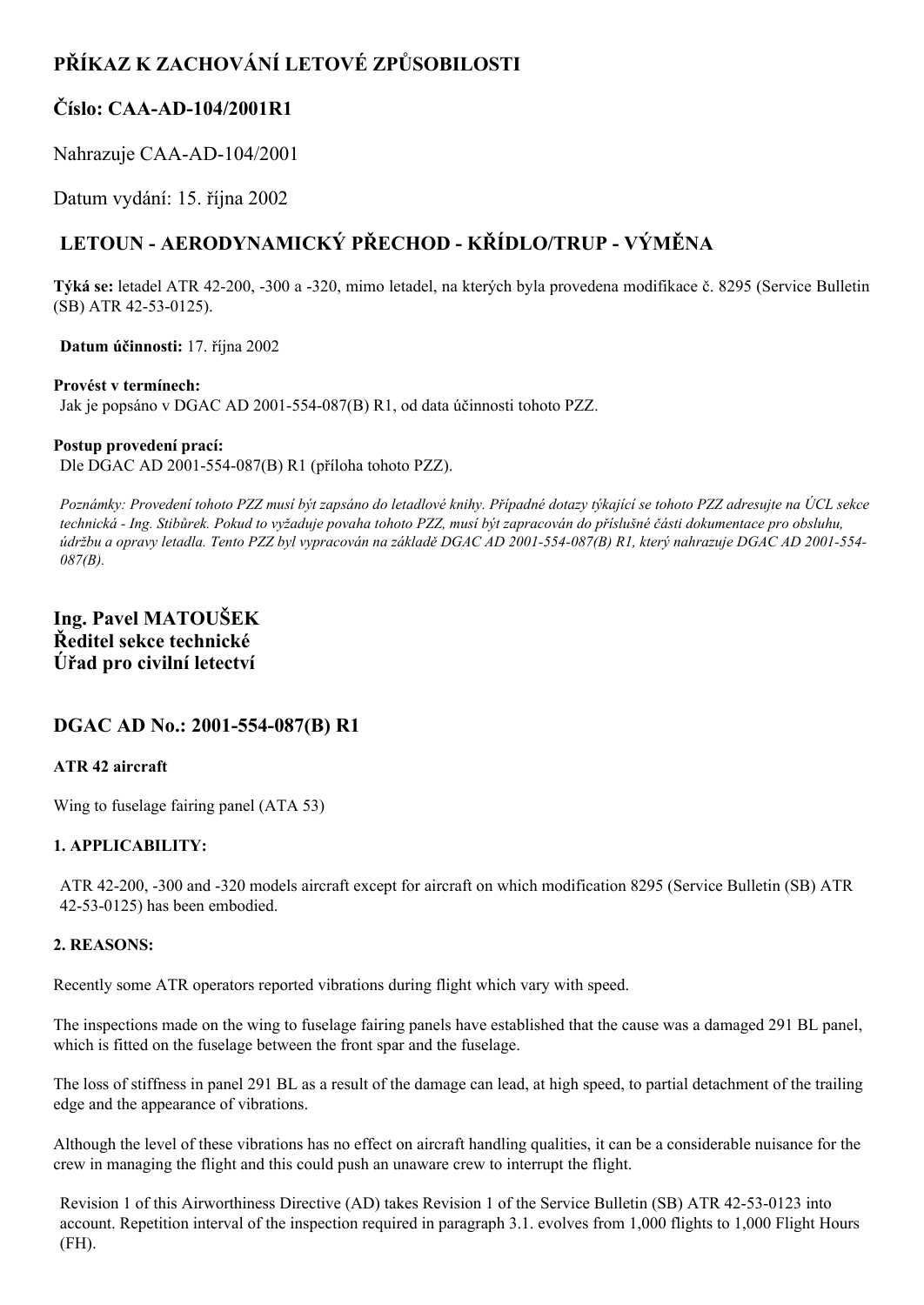# PŘÍKAZ K ZACHOVÁNÍ LETOVÉ ZPŮSOBILOSTI

## Číslo: CAA-AD-104/2001R1

Nahrazuje CAA-AD-104/2001

Datum vydání: 15. října 2002

## LETOUN - AERODYNAMICKÝ PŘECHOD - KŘÍDLO/TRUP - VÝMĚNA

**Týká se:** letadel ATR 42-200, -300 a -320, mimo letadel, na kterých byla provedena modifikace č. 8295 (Service Bulletin (SB) ATR 42-53-0125).

**Datum účinnosti:** 17. října 2002

**Provést v termínech:**
Jak je popsáno v DGAC AD 2001-554-087(B) R1, od data účinnosti tohoto PZZ.

**Postup provedení prací:**
Dle DGAC AD 2001-554-087(B) R1 (příloha tohoto PZZ).

*Poznámky: Provedení tohoto PZZ musí být zapsáno do letadlové knihy. Případné dotazy týkající se tohoto PZZ adresujte na ÚCL sekce technická - Ing. Stibůrek. Pokud to vyžaduje povaha tohoto PZZ, musí být zapracován do příslušné části dokumentace pro obsluhu, údržbu a opravy letadla. Tento PZZ byl vypracován na základě DGAC AD 2001-554-087(B) R1, který nahrazuje DGAC AD 2001-554-087(B).*

### Ing. Pavel MATOUŠEK
### Ředitel sekce technické
### Úřad pro civilní letectví

## DGAC AD No.: 2001-554-087(B) R1

**ATR 42 aircraft**

Wing to fuselage fairing panel (ATA 53)

#### 1. APPLICABILITY:

ATR 42-200, -300 and -320 models aircraft except for aircraft on which modification 8295 (Service Bulletin (SB) ATR 42-53-0125) has been embodied.

#### 2. REASONS:

Recently some ATR operators reported vibrations during flight which vary with speed.

The inspections made on the wing to fuselage fairing panels have established that the cause was a damaged 291 BL panel, which is fitted on the fuselage between the front spar and the fuselage.

The loss of stiffness in panel 291 BL as a result of the damage can lead, at high speed, to partial detachment of the trailing edge and the appearance of vibrations.

Although the level of these vibrations has no effect on aircraft handling qualities, it can be a considerable nuisance for the crew in managing the flight and this could push an unaware crew to interrupt the flight.

Revision 1 of this Airworthiness Directive (AD) takes Revision 1 of the Service Bulletin (SB) ATR 42-53-0123 into account. Repetition interval of the inspection required in paragraph 3.1. evolves from 1,000 flights to 1,000 Flight Hours (FH).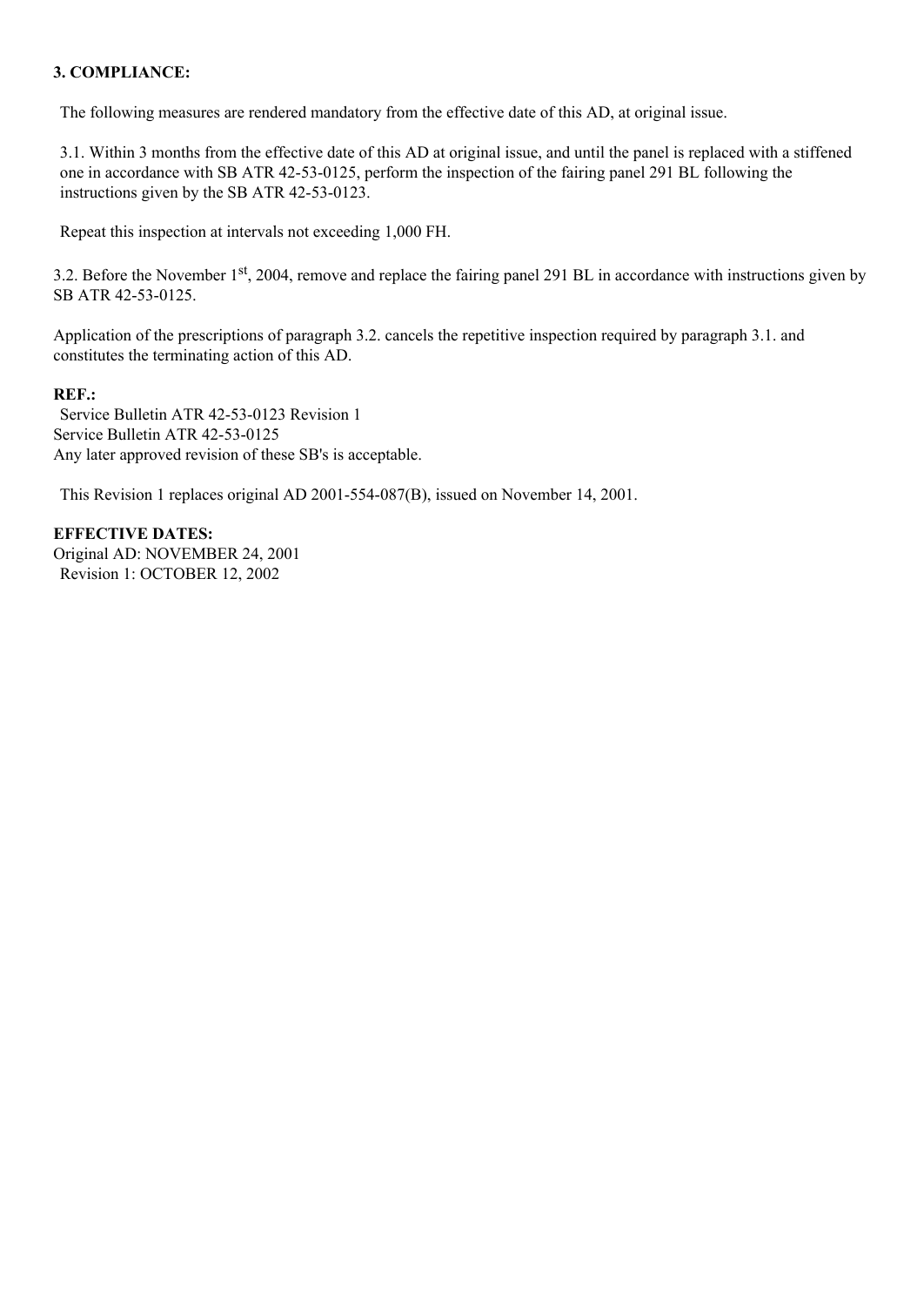**3. COMPLIANCE:**

The following measures are rendered mandatory from the effective date of this AD, at original issue.

3.1. Within 3 months from the effective date of this AD at original issue, and until the panel is replaced with a stiffened one in accordance with SB ATR 42-53-0125, perform the inspection of the fairing panel 291 BL following the instructions given by the SB ATR 42-53-0123.

Repeat this inspection at intervals not exceeding 1,000 FH.

3.2. Before the November 1st, 2004, remove and replace the fairing panel 291 BL in accordance with instructions given by SB ATR 42-53-0125.

Application of the prescriptions of paragraph 3.2. cancels the repetitive inspection required by paragraph 3.1. and constitutes the terminating action of this AD.

**REF.:**
Service Bulletin ATR 42-53-0123 Revision 1
Service Bulletin ATR 42-53-0125
Any later approved revision of these SB's is acceptable.

This Revision 1 replaces original AD 2001-554-087(B), issued on November 14, 2001.

**EFFECTIVE DATES:**
Original AD: NOVEMBER 24, 2001
Revision 1: OCTOBER 12, 2002